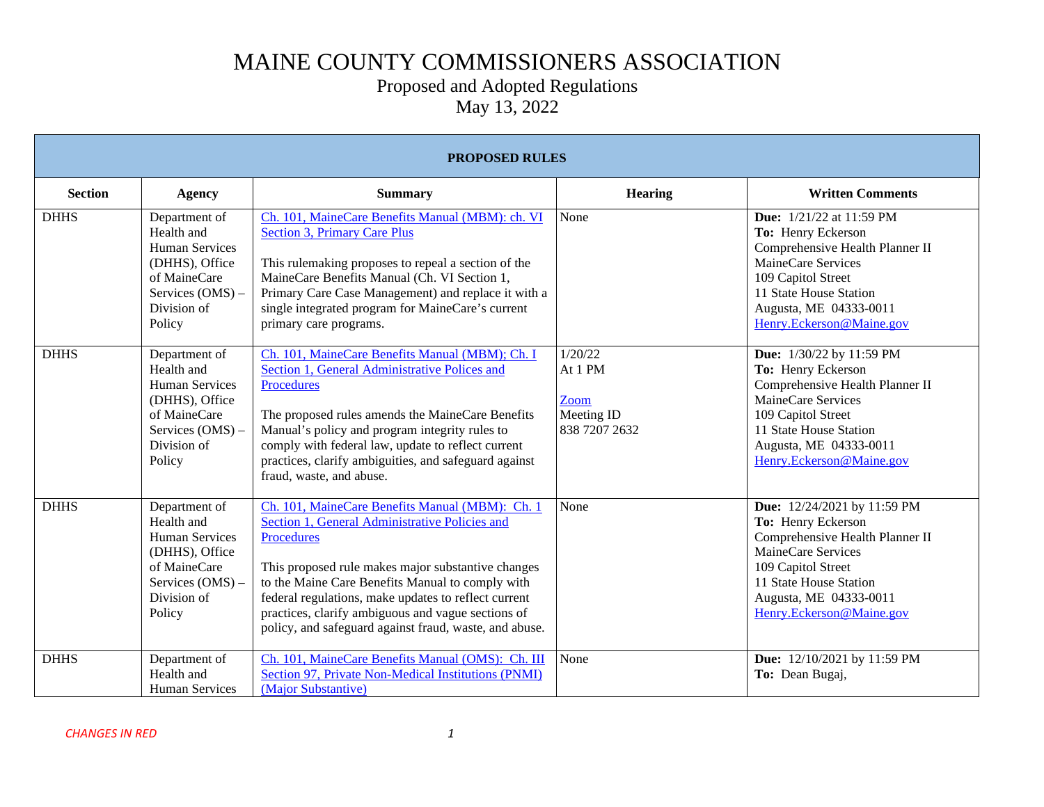# MAINE COUNTY COMMISSIONERS ASSOCIATION

## Proposed and Adopted Regulations

## May 13, 2022

| PROPOSED RULES | | | | |
|---|---|---|---|---|
| **Section** | **Agency** | **Summary** | **Hearing** | **Written Comments** |
| DHHS | Department of Health and Human Services (DHHS), Office of MaineCare Services (OMS) – Division of Policy | Ch. 101, MaineCare Benefits Manual (MBM): ch. VI Section 3, Primary Care Plus<br><br>This rulemaking proposes to repeal a section of the MaineCare Benefits Manual (Ch. VI Section 1, Primary Care Case Management) and replace it with a single integrated program for MaineCare's current primary care programs. | None | **Due:** 1/21/22 at 11:59 PM<br>**To:** Henry Eckerson<br>Comprehensive Health Planner II<br>MaineCare Services<br>109 Capitol Street<br>11 State House Station<br>Augusta, ME 04333-0011<br>Henry.Eckerson@Maine.gov |
| DHHS | Department of Health and Human Services (DHHS), Office of MaineCare Services (OMS) – Division of Policy | Ch. 101, MaineCare Benefits Manual (MBM); Ch. I Section 1, General Administrative Polices and Procedures<br><br>The proposed rules amends the MaineCare Benefits Manual's policy and program integrity rules to comply with federal law, update to reflect current practices, clarify ambiguities, and safeguard against fraud, waste, and abuse. | 1/20/22<br>At 1 PM<br><br>Zoom<br>Meeting ID<br>838 7207 2632 | **Due:** 1/30/22 by 11:59 PM<br>**To:** Henry Eckerson<br>Comprehensive Health Planner II<br>MaineCare Services<br>109 Capitol Street<br>11 State House Station<br>Augusta, ME 04333-0011<br>Henry.Eckerson@Maine.gov |
| DHHS | Department of Health and Human Services (DHHS), Office of MaineCare Services (OMS) – Division of Policy | Ch. 101, MaineCare Benefits Manual (MBM): Ch. 1 Section 1, General Administrative Policies and Procedures<br><br>This proposed rule makes major substantive changes to the Maine Care Benefits Manual to comply with federal regulations, make updates to reflect current practices, clarify ambiguous and vague sections of policy, and safeguard against fraud, waste, and abuse. | None | **Due:** 12/24/2021 by 11:59 PM<br>**To:** Henry Eckerson<br>Comprehensive Health Planner II<br>MaineCare Services<br>109 Capitol Street<br>11 State House Station<br>Augusta, ME 04333-0011<br>Henry.Eckerson@Maine.gov |
| DHHS | Department of Health and Human Services | Ch. 101, MaineCare Benefits Manual (OMS): Ch. III Section 97, Private Non-Medical Institutions (PNMI) (Major Substantive) | None | **Due:** 12/10/2021 by 11:59 PM<br>**To:** Dean Bugaj, |

*CHANGES IN RED*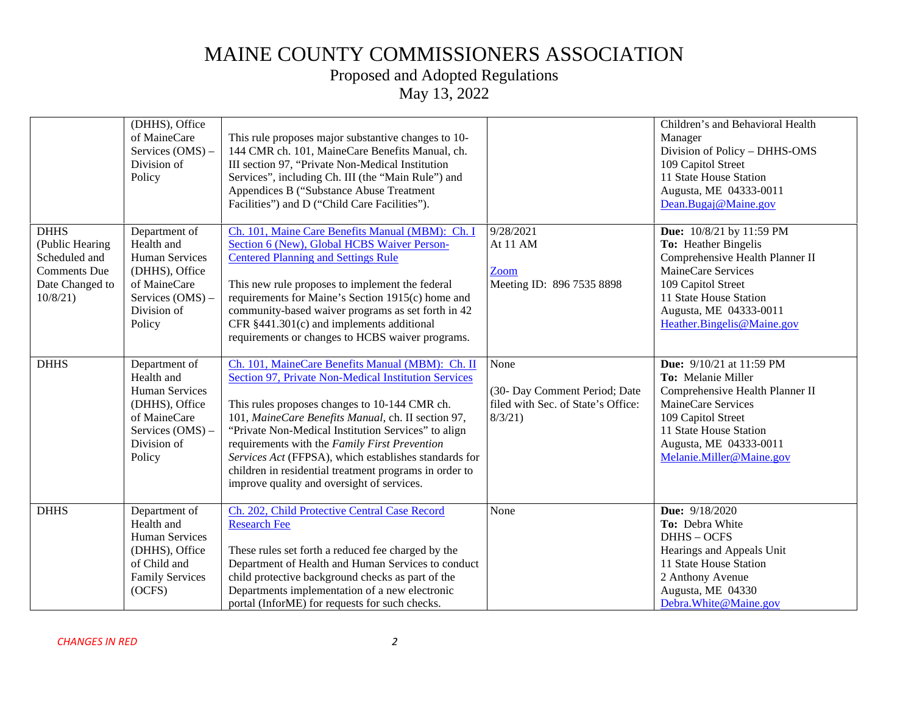# MAINE COUNTY COMMISSIONERS ASSOCIATION

## Proposed and Adopted Regulations

## May 13, 2022

| | | | | |
|---|---|---|---|---|
| | (DHHS), Office of MaineCare Services (OMS) – Division of Policy | This rule proposes major substantive changes to 10-144 CMR ch. 101, MaineCare Benefits Manual, ch. III section 97, "Private Non-Medical Institution Services", including Ch. III (the "Main Rule") and Appendices B ("Substance Abuse Treatment Facilities") and D ("Child Care Facilities"). | | Children's and Behavioral Health Manager<br>Division of Policy – DHHS-OMS<br>109 Capitol Street<br>11 State House Station<br>Augusta, ME 04333-0011<br>Dean.Bugaj@Maine.gov |
| DHHS (Public Hearing Scheduled and Comments Due Date Changed to 10/8/21) | Department of Health and Human Services (DHHS), Office of MaineCare Services (OMS) – Division of Policy | Ch. 101, Maine Care Benefits Manual (MBM): Ch. I Section 6 (New), Global HCBS Waiver Person-Centered Planning and Settings Rule<br><br>This new rule proposes to implement the federal requirements for Maine's Section 1915(c) home and community-based waiver programs as set forth in 42 CFR §441.301(c) and implements additional requirements or changes to HCBS waiver programs. | 9/28/2021<br>At 11 AM<br><br>Zoom<br>Meeting ID: 896 7535 8898 | **Due:** 10/8/21 by 11:59 PM<br>**To:** Heather Bingelis<br>Comprehensive Health Planner II<br>MaineCare Services<br>109 Capitol Street<br>11 State House Station<br>Augusta, ME 04333-0011<br>Heather.Bingelis@Maine.gov |
| DHHS | Department of Health and Human Services (DHHS), Office of MaineCare Services (OMS) – Division of Policy | Ch. 101, MaineCare Benefits Manual (MBM): Ch. II Section 97, Private Non-Medical Institution Services<br><br>This rules proposes changes to 10-144 CMR ch. 101, *MaineCare Benefits Manual*, ch. II section 97, "Private Non-Medical Institution Services" to align requirements with the *Family First Prevention Services Act* (FFPSA), which establishes standards for children in residential treatment programs in order to improve quality and oversight of services. | None<br><br>(30- Day Comment Period; Date filed with Sec. of State's Office: 8/3/21) | **Due:** 9/10/21 at 11:59 PM<br>**To:** Melanie Miller<br>Comprehensive Health Planner II<br>MaineCare Services<br>109 Capitol Street<br>11 State House Station<br>Augusta, ME 04333-0011<br>Melanie.Miller@Maine.gov |
| DHHS | Department of Health and Human Services (DHHS), Office of Child and Family Services (OCFS) | Ch. 202, Child Protective Central Case Record Research Fee<br><br>These rules set forth a reduced fee charged by the Department of Health and Human Services to conduct child protective background checks as part of the Departments implementation of a new electronic portal (InforME) for requests for such checks. | None | **Due:** 9/18/2020<br>**To:** Debra White<br>DHHS – OCFS<br>Hearings and Appeals Unit<br>11 State House Station<br>2 Anthony Avenue<br>Augusta, ME 04330<br>Debra.White@Maine.gov |

*CHANGES IN RED*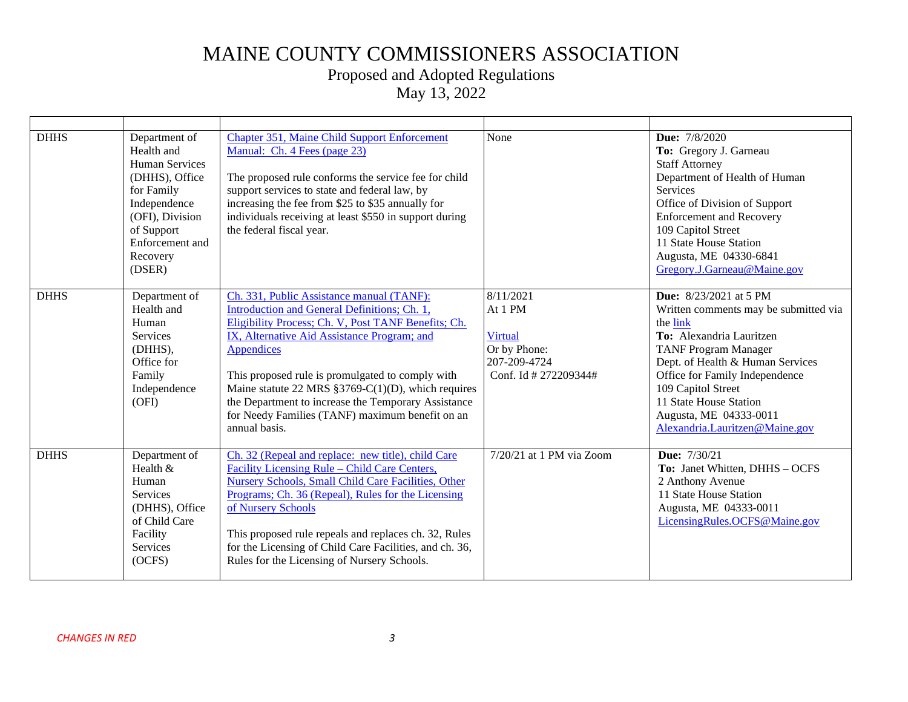# MAINE COUNTY COMMISSIONERS ASSOCIATION

## Proposed and Adopted Regulations

## May 13, 2022

| | | | | |
|---|---|---|---|---|
| DHHS | Department of Health and Human Services (DHHS), Office for Family Independence (OFI), Division of Support Enforcement and Recovery (DSER) | Chapter 351, Maine Child Support Enforcement Manual: Ch. 4 Fees (page 23)<br><br>The proposed rule conforms the service fee for child support services to state and federal law, by increasing the fee from $25 to $35 annually for individuals receiving at least $550 in support during the federal fiscal year. | None | **Due:** 7/8/2020<br>**To:** Gregory J. Garneau<br>Staff Attorney<br>Department of Health of Human Services<br>Office of Division of Support Enforcement and Recovery<br>109 Capitol Street<br>11 State House Station<br>Augusta, ME 04330-6841<br>Gregory.J.Garneau@Maine.gov |
| DHHS | Department of Health and Human Services (DHHS), Office for Family Independence (OFI) | Ch. 331, Public Assistance manual (TANF): Introduction and General Definitions; Ch. 1, Eligibility Process; Ch. V, Post TANF Benefits; Ch. IX, Alternative Aid Assistance Program; and Appendices<br><br>This proposed rule is promulgated to comply with Maine statute 22 MRS §3769-C(1)(D), which requires the Department to increase the Temporary Assistance for Needy Families (TANF) maximum benefit on an annual basis. | 8/11/2021<br>At 1 PM<br><br>Virtual<br>Or by Phone:<br>207-209-4724<br>Conf. Id # 272209344# | **Due:** 8/23/2021 at 5 PM<br>Written comments may be submitted via the link<br>**To:** Alexandria Lauritzen<br>TANF Program Manager<br>Dept. of Health & Human Services<br>Office for Family Independence<br>109 Capitol Street<br>11 State House Station<br>Augusta, ME 04333-0011<br>Alexandria.Lauritzen@Maine.gov |
| DHHS | Department of Health & Human Services (DHHS), Office of Child Care Facility Services (OCFS) | Ch. 32 (Repeal and replace: new title), child Care Facility Licensing Rule – Child Care Centers, Nursery Schools, Small Child Care Facilities, Other Programs; Ch. 36 (Repeal), Rules for the Licensing of Nursery Schools<br><br>This proposed rule repeals and replaces ch. 32, Rules for the Licensing of Child Care Facilities, and ch. 36, Rules for the Licensing of Nursery Schools. | 7/20/21 at 1 PM via Zoom | **Due:** 7/30/21<br>**To:** Janet Whitten, DHHS – OCFS<br>2 Anthony Avenue<br>11 State House Station<br>Augusta, ME 04333-0011<br>LicensingRules.OCFS@Maine.gov |

*CHANGES IN RED*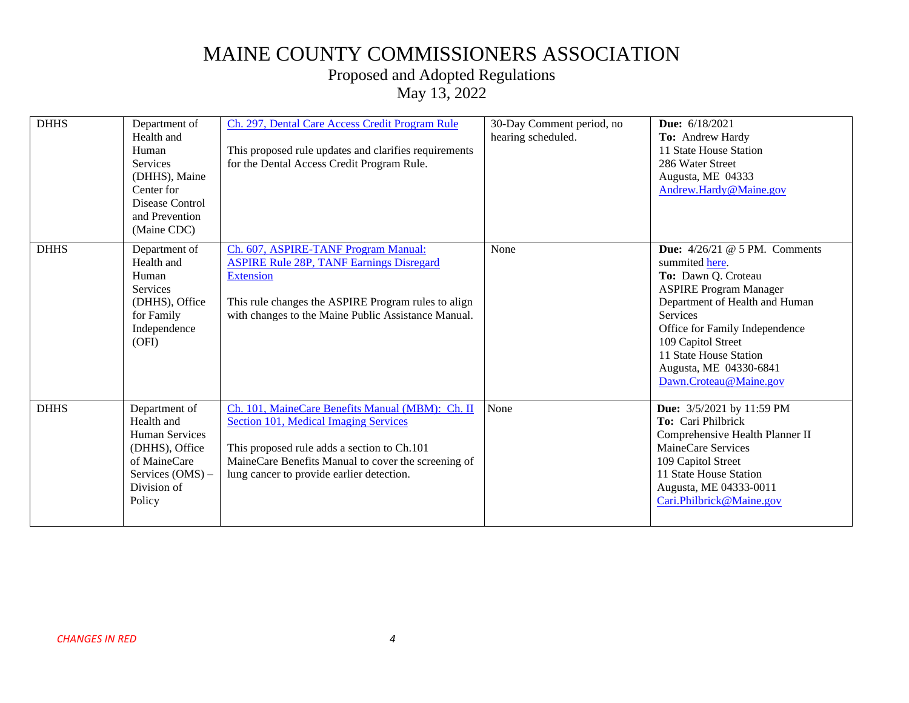# MAINE COUNTY COMMISSIONERS ASSOCIATION

## Proposed and Adopted Regulations

## May 13, 2022

| | | | | |
|---|---|---|---|---|
| DHHS | Department of Health and Human Services (DHHS), Maine Center for Disease Control and Prevention (Maine CDC) | Ch. 297, Dental Care Access Credit Program Rule<br><br>This proposed rule updates and clarifies requirements for the Dental Access Credit Program Rule. | 30-Day Comment period, no hearing scheduled. | **Due:** 6/18/2021<br>**To:** Andrew Hardy<br>11 State House Station<br>286 Water Street<br>Augusta, ME 04333<br>Andrew.Hardy@Maine.gov |
| DHHS | Department of Health and Human Services (DHHS), Office for Family Independence (OFI) | Ch. 607, ASPIRE-TANF Program Manual: ASPIRE Rule 28P, TANF Earnings Disregard Extension<br><br>This rule changes the ASPIRE Program rules to align with changes to the Maine Public Assistance Manual. | None | **Due:** 4/26/21 @ 5 PM. Comments summited here.<br>**To:** Dawn Q. Croteau<br>ASPIRE Program Manager<br>Department of Health and Human Services<br>Office for Family Independence<br>109 Capitol Street<br>11 State House Station<br>Augusta, ME 04330-6841<br>Dawn.Croteau@Maine.gov |
| DHHS | Department of Health and Human Services (DHHS), Office of MaineCare Services (OMS) – Division of Policy | Ch. 101, MaineCare Benefits Manual (MBM): Ch. II Section 101, Medical Imaging Services<br><br>This proposed rule adds a section to Ch.101 MaineCare Benefits Manual to cover the screening of lung cancer to provide earlier detection. | None | **Due:** 3/5/2021 by 11:59 PM<br>**To:** Cari Philbrick<br>Comprehensive Health Planner II<br>MaineCare Services<br>109 Capitol Street<br>11 State House Station<br>Augusta, ME 04333-0011<br>Cari.Philbrick@Maine.gov |

*CHANGES IN RED*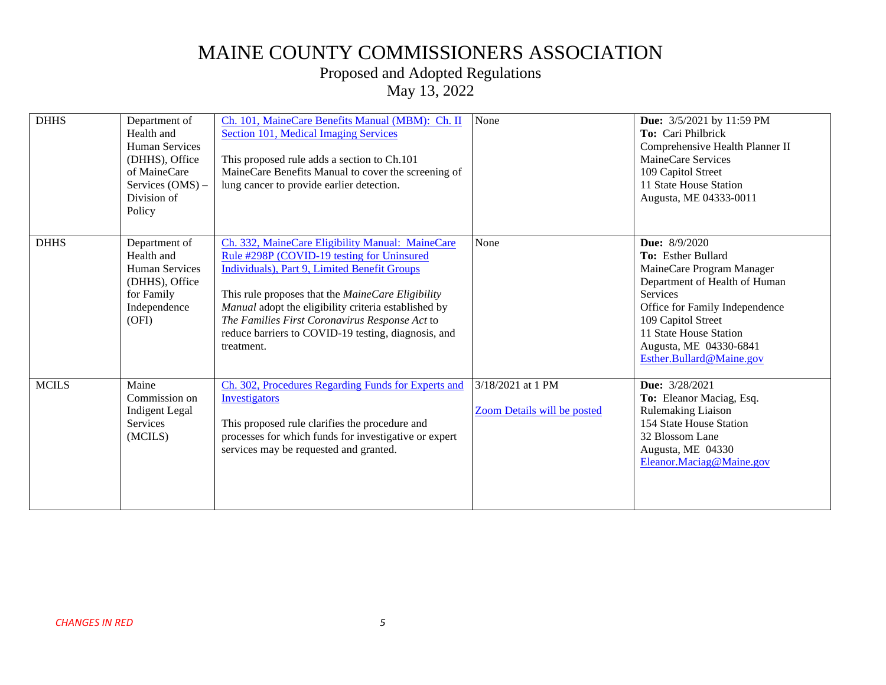# MAINE COUNTY COMMISSIONERS ASSOCIATION

## Proposed and Adopted Regulations

## May 13, 2022

| | | | | |
|---|---|---|---|---|
| DHHS | Department of Health and Human Services (DHHS), Office of MaineCare Services (OMS) – Division of Policy | Ch. 101, MaineCare Benefits Manual (MBM): Ch. II Section 101, Medical Imaging Services<br><br>This proposed rule adds a section to Ch.101 MaineCare Benefits Manual to cover the screening of lung cancer to provide earlier detection. | None | **Due:** 3/5/2021 by 11:59 PM<br>**To:** Cari Philbrick<br>Comprehensive Health Planner II<br>MaineCare Services<br>109 Capitol Street<br>11 State House Station<br>Augusta, ME 04333-0011 |
| DHHS | Department of Health and Human Services (DHHS), Office for Family Independence (OFI) | Ch. 332, MaineCare Eligibility Manual: MaineCare Rule #298P (COVID-19 testing for Uninsured Individuals), Part 9, Limited Benefit Groups<br><br>This rule proposes that the *MaineCare Eligibility Manual* adopt the eligibility criteria established by *The Families First Coronavirus Response Act* to reduce barriers to COVID-19 testing, diagnosis, and treatment. | None | **Due:** 8/9/2020<br>**To:** Esther Bullard<br>MaineCare Program Manager<br>Department of Health of Human Services<br>Office for Family Independence<br>109 Capitol Street<br>11 State House Station<br>Augusta, ME 04330-6841<br>Esther.Bullard@Maine.gov |
| MCILS | Maine Commission on Indigent Legal Services (MCILS) | Ch. 302, Procedures Regarding Funds for Experts and Investigators<br><br>This proposed rule clarifies the procedure and processes for which funds for investigative or expert services may be requested and granted. | 3/18/2021 at 1 PM<br><br>Zoom Details will be posted | **Due:** 3/28/2021<br>**To:** Eleanor Maciag, Esq.<br>Rulemaking Liaison<br>154 State House Station<br>32 Blossom Lane<br>Augusta, ME 04330<br>Eleanor.Maciag@Maine.gov |

*CHANGES IN RED*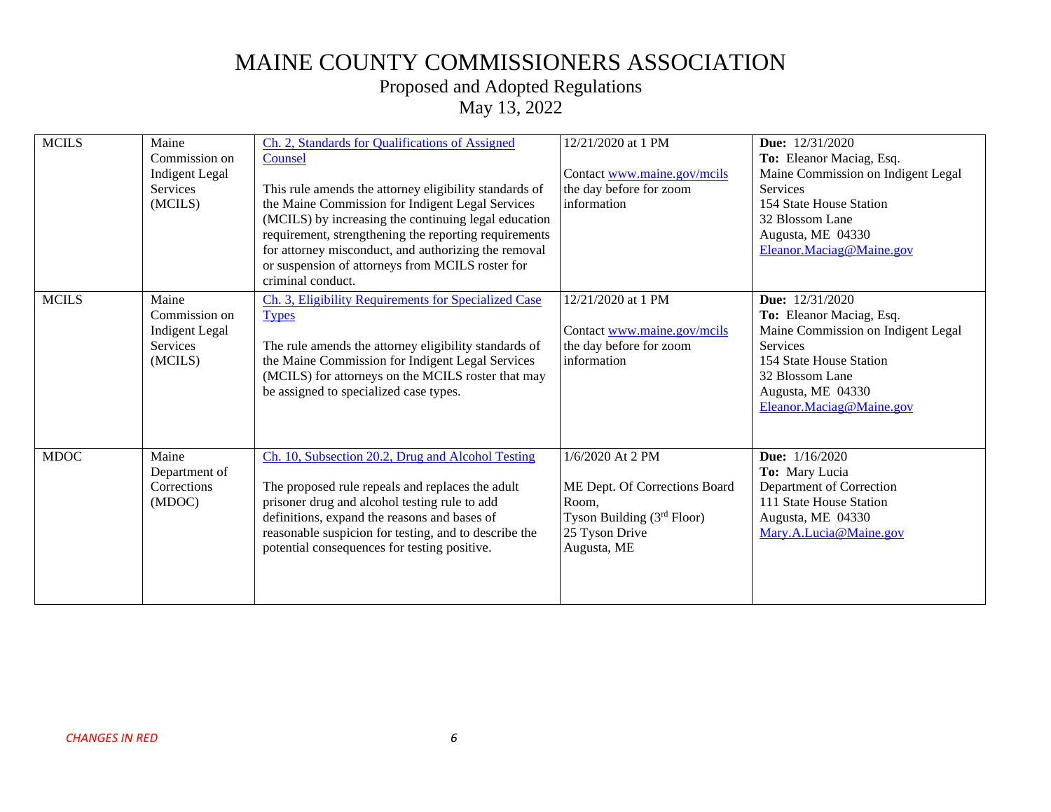# MAINE COUNTY COMMISSIONERS ASSOCIATION

## Proposed and Adopted Regulations

## May 13, 2022

| | | | | |
|---|---|---|---|---|
| MCILS | Maine Commission on Indigent Legal Services (MCILS) | Ch. 2, Standards for Qualifications of Assigned Counsel<br><br>This rule amends the attorney eligibility standards of the Maine Commission for Indigent Legal Services (MCILS) by increasing the continuing legal education requirement, strengthening the reporting requirements for attorney misconduct, and authorizing the removal or suspension of attorneys from MCILS roster for criminal conduct. | 12/21/2020 at 1 PM<br><br>Contact www.maine.gov/mcils the day before for zoom information | **Due:** 12/31/2020<br>**To:** Eleanor Maciag, Esq.<br>Maine Commission on Indigent Legal Services<br>154 State House Station<br>32 Blossom Lane<br>Augusta, ME 04330<br>Eleanor.Maciag@Maine.gov |
| MCILS | Maine Commission on Indigent Legal Services (MCILS) | Ch. 3, Eligibility Requirements for Specialized Case Types<br><br>The rule amends the attorney eligibility standards of the Maine Commission for Indigent Legal Services (MCILS) for attorneys on the MCILS roster that may be assigned to specialized case types. | 12/21/2020 at 1 PM<br><br>Contact www.maine.gov/mcils the day before for zoom information | **Due:** 12/31/2020<br>**To:** Eleanor Maciag, Esq.<br>Maine Commission on Indigent Legal Services<br>154 State House Station<br>32 Blossom Lane<br>Augusta, ME 04330<br>Eleanor.Maciag@Maine.gov |
| MDOC | Maine Department of Corrections (MDOC) | Ch. 10, Subsection 20.2, Drug and Alcohol Testing<br><br>The proposed rule repeals and replaces the adult prisoner drug and alcohol testing rule to add definitions, expand the reasons and bases of reasonable suspicion for testing, and to describe the potential consequences for testing positive. | 1/6/2020 At 2 PM<br><br>ME Dept. Of Corrections Board Room,<br>Tyson Building (3rd Floor)<br>25 Tyson Drive<br>Augusta, ME | **Due:** 1/16/2020<br>**To:** Mary Lucia<br>Department of Correction<br>111 State House Station<br>Augusta, ME 04330<br>Mary.A.Lucia@Maine.gov |

*CHANGES IN RED*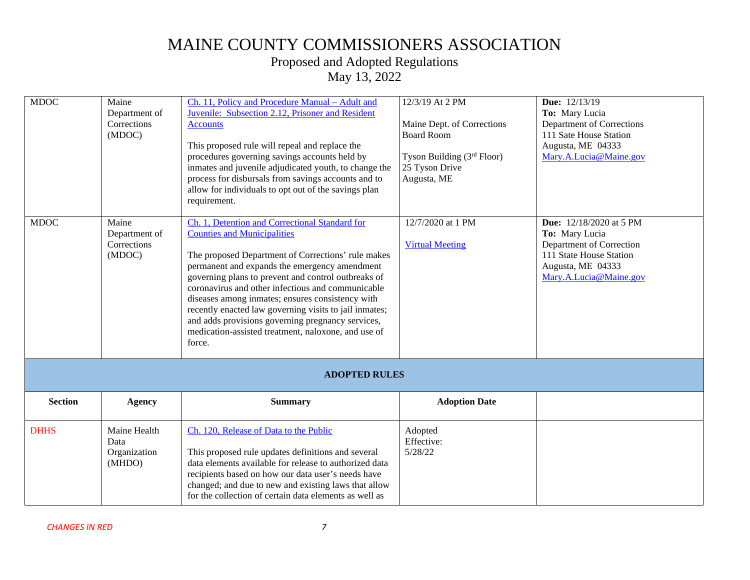# MAINE COUNTY COMMISSIONERS ASSOCIATION

## Proposed and Adopted Regulations

## May 13, 2022

| | | | | |
|---|---|---|---|---|
| MDOC | Maine Department of Corrections (MDOC) | Ch. 11, Policy and Procedure Manual – Adult and Juvenile: Subsection 2.12, Prisoner and Resident Accounts<br><br>This proposed rule will repeal and replace the procedures governing savings accounts held by inmates and juvenile adjudicated youth, to change the process for disbursals from savings accounts and to allow for individuals to opt out of the savings plan requirement. | 12/3/19 At 2 PM<br><br>Maine Dept. of Corrections Board Room<br><br>Tyson Building (3rd Floor)<br>25 Tyson Drive<br>Augusta, ME | **Due:** 12/13/19<br>**To:** Mary Lucia<br>Department of Corrections<br>111 Sate House Station<br>Augusta, ME 04333<br>Mary.A.Lucia@Maine.gov |
| MDOC | Maine Department of Corrections (MDOC) | Ch. 1, Detention and Correctional Standard for Counties and Municipalities<br><br>The proposed Department of Corrections' rule makes permanent and expands the emergency amendment governing plans to prevent and control outbreaks of coronavirus and other infectious and communicable diseases among inmates; ensures consistency with recently enacted law governing visits to jail inmates; and adds provisions governing pregnancy services, medication-assisted treatment, naloxone, and use of force. | 12/7/2020 at 1 PM<br><br>Virtual Meeting | **Due:** 12/18/2020 at 5 PM<br>**To:** Mary Lucia<br>Department of Correction<br>111 State House Station<br>Augusta, ME 04333<br>Mary.A.Lucia@Maine.gov |

**ADOPTED RULES**

| Section | Agency | Summary | Adoption Date | |
|---|---|---|---|---|
| DHHS | Maine Health Data Organization (MHDO) | Ch. 120, Release of Data to the Public<br><br>This proposed rule updates definitions and several data elements available for release to authorized data recipients based on how our data user's needs have changed; and due to new and existing laws that allow for the collection of certain data elements as well as | Adopted<br>Effective:<br>5/28/22 | |

*CHANGES IN RED*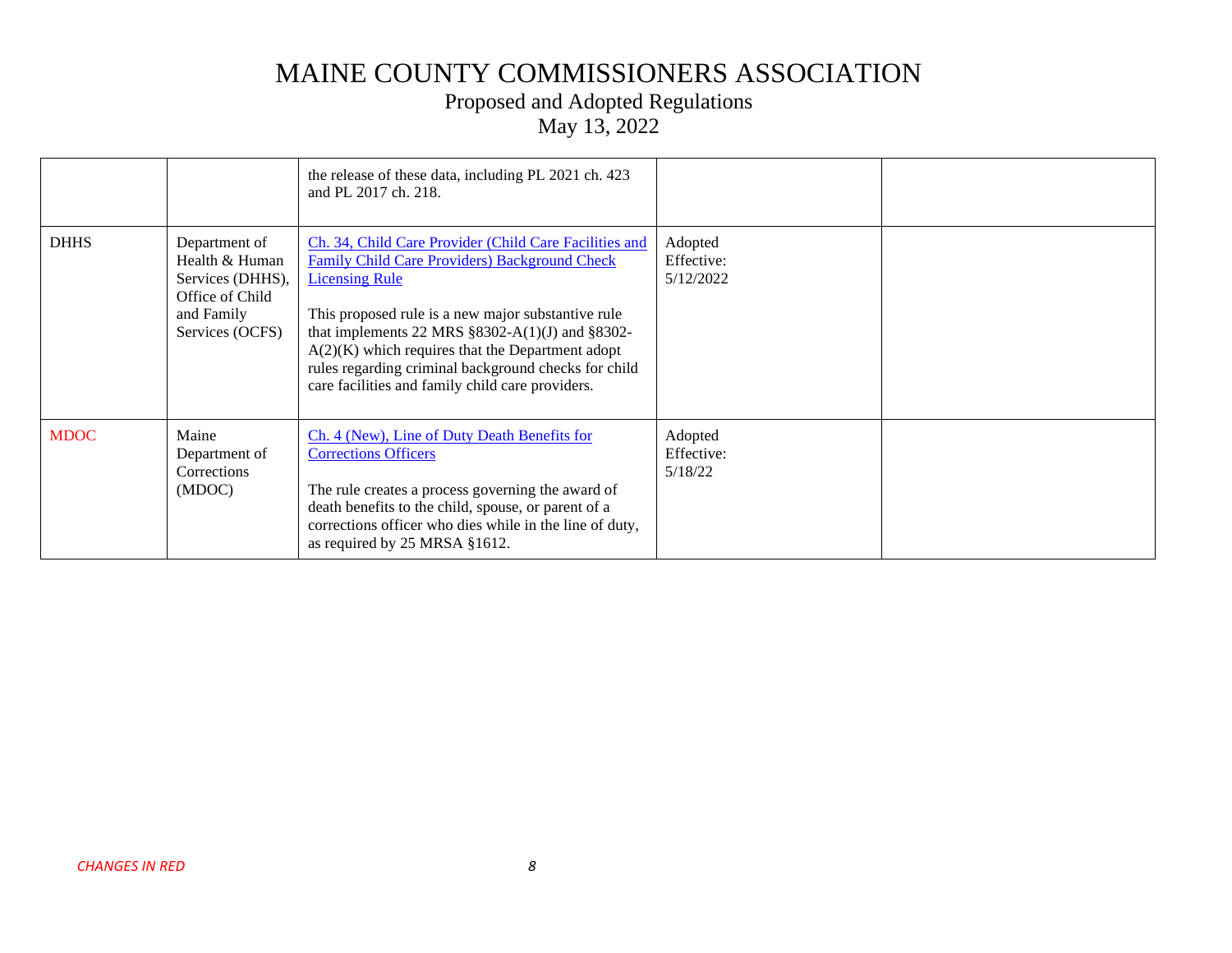# MAINE COUNTY COMMISSIONERS ASSOCIATION

## Proposed and Adopted Regulations

## May 13, 2022

| | | | | |
|---|---|---|---|---|
| | | the release of these data, including PL 2021 ch. 423 and PL 2017 ch. 218. | | |
| DHHS | Department of Health & Human Services (DHHS), Office of Child and Family Services (OCFS) | Ch. 34, Child Care Provider (Child Care Facilities and Family Child Care Providers) Background Check Licensing Rule<br><br>This proposed rule is a new major substantive rule that implements 22 MRS §8302-A(1)(J) and §8302-A(2)(K) which requires that the Department adopt rules regarding criminal background checks for child care facilities and family child care providers. | Adopted<br>Effective:<br>5/12/2022 | |
| MDOC | Maine Department of Corrections (MDOC) | Ch. 4 (New), Line of Duty Death Benefits for Corrections Officers<br><br>The rule creates a process governing the award of death benefits to the child, spouse, or parent of a corrections officer who dies while in the line of duty, as required by 25 MRSA §1612. | Adopted<br>Effective:<br>5/18/22 | |

*CHANGES IN RED*